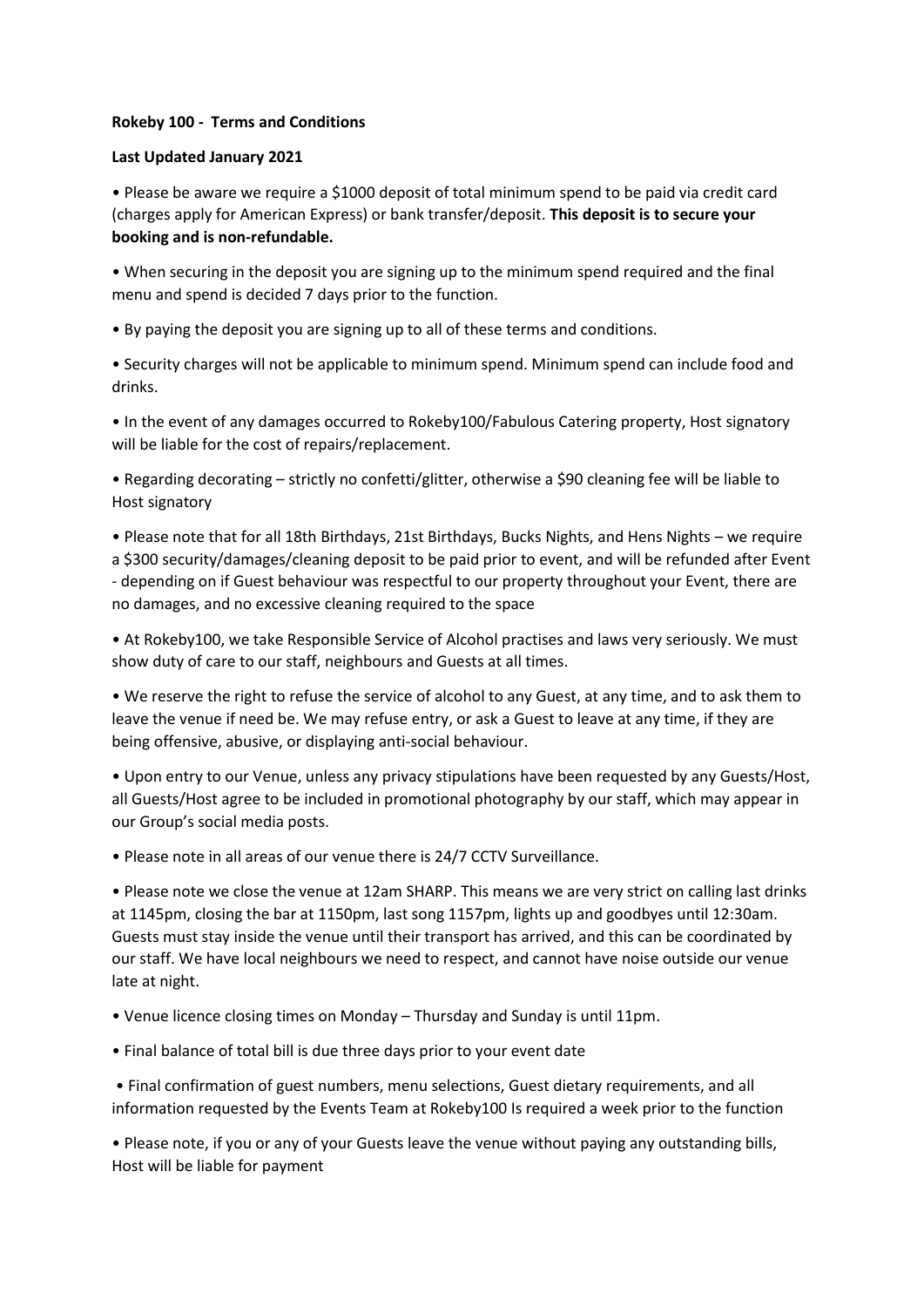**Rokeby 100 - Terms and Conditions**

**Last Updated January 2021**

- Please be aware we require a $1000 deposit of total minimum spend to be paid via credit card (charges apply for American Express) or bank transfer/deposit. **This deposit is to secure your booking and is non-refundable.**
- When securing in the deposit you are signing up to the minimum spend required and the final menu and spend is decided 7 days prior to the function.
- By paying the deposit you are signing up to all of these terms and conditions.
- Security charges will not be applicable to minimum spend. Minimum spend can include food and drinks.
- In the event of any damages occurred to Rokeby100/Fabulous Catering property, Host signatory will be liable for the cost of repairs/replacement.
- Regarding decorating – strictly no confetti/glitter, otherwise a $90 cleaning fee will be liable to Host signatory
- Please note that for all 18th Birthdays, 21st Birthdays, Bucks Nights, and Hens Nights – we require a $300 security/damages/cleaning deposit to be paid prior to event, and will be refunded after Event - depending on if Guest behaviour was respectful to our property throughout your Event, there are no damages, and no excessive cleaning required to the space
- At Rokeby100, we take Responsible Service of Alcohol practises and laws very seriously. We must show duty of care to our staff, neighbours and Guests at all times.
- We reserve the right to refuse the service of alcohol to any Guest, at any time, and to ask them to leave the venue if need be. We may refuse entry, or ask a Guest to leave at any time, if they are being offensive, abusive, or displaying anti-social behaviour.
- Upon entry to our Venue, unless any privacy stipulations have been requested by any Guests/Host, all Guests/Host agree to be included in promotional photography by our staff, which may appear in our Group's social media posts.
- Please note in all areas of our venue there is 24/7 CCTV Surveillance.
- Please note we close the venue at 12am SHARP. This means we are very strict on calling last drinks at 1145pm, closing the bar at 1150pm, last song 1157pm, lights up and goodbyes until 12:30am. Guests must stay inside the venue until their transport has arrived, and this can be coordinated by our staff. We have local neighbours we need to respect, and cannot have noise outside our venue late at night.
- Venue licence closing times on Monday – Thursday and Sunday is until 11pm.
- Final balance of total bill is due three days prior to your event date
- Final confirmation of guest numbers, menu selections, Guest dietary requirements, and all information requested by the Events Team at Rokeby100 Is required a week prior to the function
- Please note, if you or any of your Guests leave the venue without paying any outstanding bills, Host will be liable for payment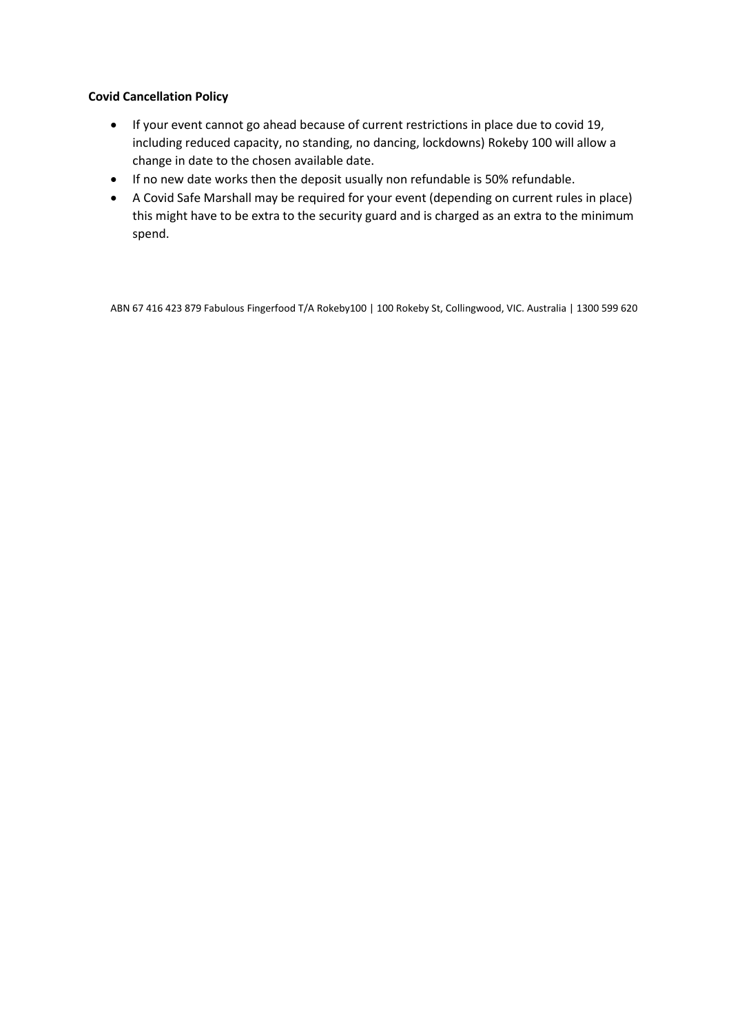**Covid Cancellation Policy**

- If your event cannot go ahead because of current restrictions in place due to covid 19, including reduced capacity, no standing, no dancing, lockdowns) Rokeby 100 will allow a change in date to the chosen available date.
- If no new date works then the deposit usually non refundable is 50% refundable.
- A Covid Safe Marshall may be required for your event (depending on current rules in place) this might have to be extra to the security guard and is charged as an extra to the minimum spend.

ABN 67 416 423 879 Fabulous Fingerfood T/A Rokeby100 | 100 Rokeby St, Collingwood, VIC. Australia | 1300 599 620